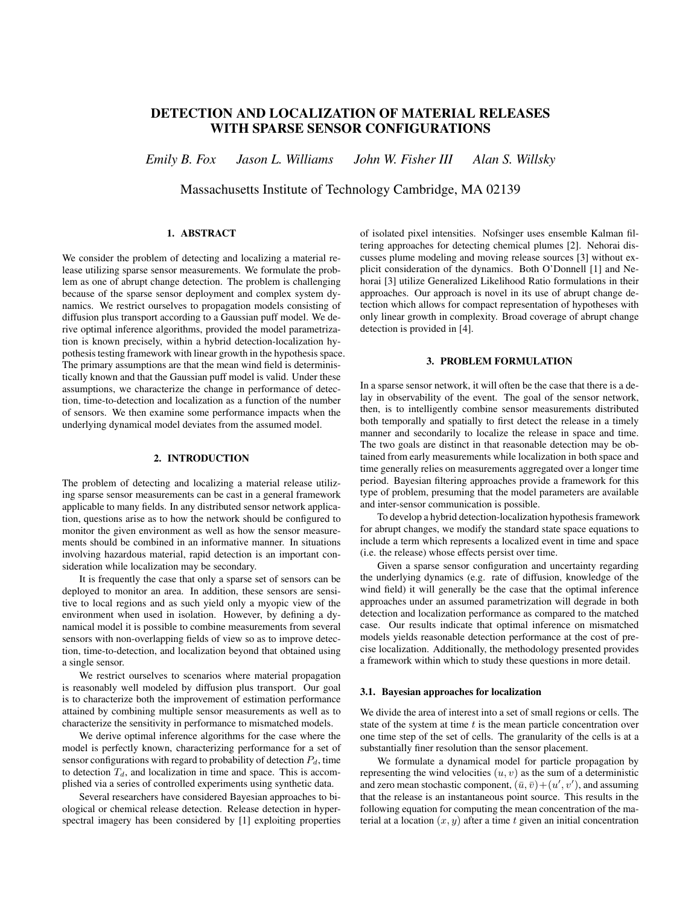# DETECTION AND LOCALIZATION OF MATERIAL RELEASES WITH SPARSE SENSOR CONFIGURATIONS

*Emily B. Fox     Jason L. Williams     John W. Fisher III     Alan S. Willsky*

Massachusetts Institute of Technology Cambridge, MA 02139

## 1. ABSTRACT

We consider the problem of detecting and localizing a material release utilizing sparse sensor measurements. We formulate the problem as one of abrupt change detection. The problem is challenging because of the sparse sensor deployment and complex system dynamics. We restrict ourselves to propagation models consisting of diffusion plus transport according to a Gaussian puff model. We derive optimal inference algorithms, provided the model parametrization is known precisely, within a hybrid detection-localization hypothesis testing framework with linear growth in the hypothesis space. The primary assumptions are that the mean wind field is deterministically known and that the Gaussian puff model is valid. Under these assumptions, we characterize the change in performance of detection, time-to-detection and localization as a function of the number of sensors. We then examine some performance impacts when the underlying dynamical model deviates from the assumed model.

## 2. INTRODUCTION

The problem of detecting and localizing a material release utilizing sparse sensor measurements can be cast in a general framework applicable to many fields. In any distributed sensor network application, questions arise as to how the network should be configured to monitor the given environment as well as how the sensor measurements should be combined in an informative manner. In situations involving hazardous material, rapid detection is an important consideration while localization may be secondary.

It is frequently the case that only a sparse set of sensors can be deployed to monitor an area. In addition, these sensors are sensitive to local regions and as such yield only a myopic view of the environment when used in isolation. However, by defining a dynamical model it is possible to combine measurements from several sensors with non-overlapping fields of view so as to improve detection, time-to-detection, and localization beyond that obtained using a single sensor.

We restrict ourselves to scenarios where material propagation is reasonably well modeled by diffusion plus transport. Our goal is to characterize both the improvement of estimation performance attained by combining multiple sensor measurements as well as to characterize the sensitivity in performance to mismatched models.

We derive optimal inference algorithms for the case where the model is perfectly known, characterizing performance for a set of sensor configurations with regard to probability of detection $P_d$, time to detection $T_d$, and localization in time and space. This is accomplished via a series of controlled experiments using synthetic data.

Several researchers have considered Bayesian approaches to biological or chemical release detection. Release detection in hyperspectral imagery has been considered by [1] exploiting properties of isolated pixel intensities. Nofsinger uses ensemble Kalman filtering approaches for detecting chemical plumes [2]. Nehorai discusses plume modeling and moving release sources [3] without explicit consideration of the dynamics. Both O'Donnell [1] and Nehorai [3] utilize Generalized Likelihood Ratio formulations in their approaches. Our approach is novel in its use of abrupt change detection which allows for compact representation of hypotheses with only linear growth in complexity. Broad coverage of abrupt change detection is provided in [4].

## 3. PROBLEM FORMULATION

In a sparse sensor network, it will often be the case that there is a delay in observability of the event. The goal of the sensor network, then, is to intelligently combine sensor measurements distributed both temporally and spatially to first detect the release in a timely manner and secondarily to localize the release in space and time. The two goals are distinct in that reasonable detection may be obtained from early measurements while localization in both space and time generally relies on measurements aggregated over a longer time period. Bayesian filtering approaches provide a framework for this type of problem, presuming that the model parameters are available and inter-sensor communication is possible.

To develop a hybrid detection-localization hypothesis framework for abrupt changes, we modify the standard state space equations to include a term which represents a localized event in time and space (i.e. the release) whose effects persist over time.

Given a sparse sensor configuration and uncertainty regarding the underlying dynamics (e.g. rate of diffusion, knowledge of the wind field) it will generally be the case that the optimal inference approaches under an assumed parametrization will degrade in both detection and localization performance as compared to the matched case. Our results indicate that optimal inference on mismatched models yields reasonable detection performance at the cost of precise localization. Additionally, the methodology presented provides a framework within which to study these questions in more detail.

### 3.1. Bayesian approaches for localization

We divide the area of interest into a set of small regions or cells. The state of the system at time $t$ is the mean particle concentration over one time step of the set of cells. The granularity of the cells is at a substantially finer resolution than the sensor placement.

We formulate a dynamical model for particle propagation by representing the wind velocities $(u, v)$ as the sum of a deterministic and zero mean stochastic component, $(\bar{u}, \bar{v}) + (u', v')$, and assuming that the release is an instantaneous point source. This results in the following equation for computing the mean concentration of the material at a location $(x, y)$ after a time $t$ given an initial concentration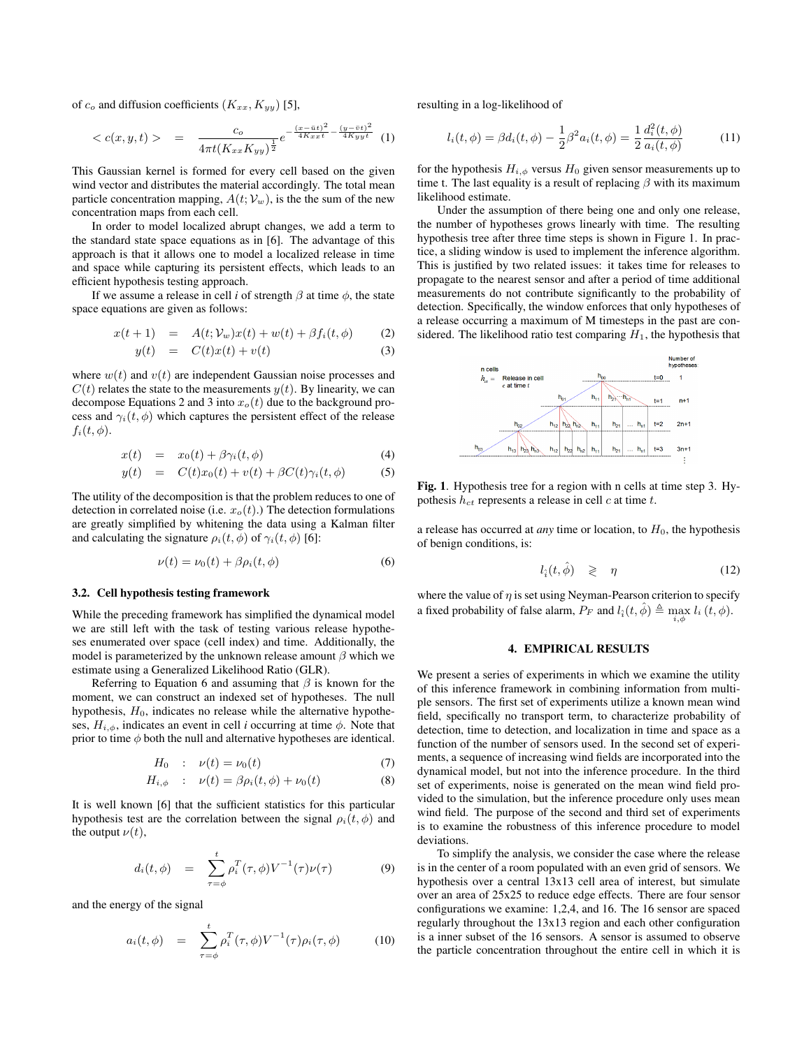of $c_o$ and diffusion coefficients $(K_{xx}, K_{yy})$ [5],

$$< c(x,y,t) > \;=\; \frac{c_o}{4\pi t (K_{xx}K_{yy})^{\frac{1}{2}}} e^{-\frac{(x-\bar{u}t)^2}{4K_{xx}t} - \frac{(y-\bar{v}t)^2}{4K_{yy}t}} \quad (1)$$

This Gaussian kernel is formed for every cell based on the given wind vector and distributes the material accordingly. The total mean particle concentration mapping, $A(t; \mathcal{V}_w)$, is the the sum of the new concentration maps from each cell.

In order to model localized abrupt changes, we add a term to the standard state space equations as in [6]. The advantage of this approach is that it allows one to model a localized release in time and space while capturing its persistent effects, which leads to an efficient hypothesis testing approach.

If we assume a release in cell *i* of strength $\beta$ at time $\phi$, the state space equations are given as follows:

$$x(t+1) \;=\; A(t; \mathcal{V}_w)x(t) + w(t) + \beta f_i(t,\phi) \quad (2)$$

$$y(t) \;=\; C(t)x(t) + v(t) \quad (3)$$

where $w(t)$ and $v(t)$ are independent Gaussian noise processes and $C(t)$ relates the state to the measurements $y(t)$. By linearity, we can decompose Equations 2 and 3 into $x_o(t)$ due to the background process and $\gamma_i(t,\phi)$ which captures the persistent effect of the release $f_i(t,\phi)$.

$$x(t) \;=\; x_0(t) + \beta\gamma_i(t,\phi) \quad (4)$$

$$y(t) \;=\; C(t)x_0(t) + v(t) + \beta C(t)\gamma_i(t,\phi) \quad (5)$$

The utility of the decomposition is that the problem reduces to one of detection in correlated noise (i.e. $x_o(t)$.) The detection formulations are greatly simplified by whitening the data using a Kalman filter and calculating the signature $\rho_i(t,\phi)$ of $\gamma_i(t,\phi)$ [6]:

$$\nu(t) = \nu_0(t) + \beta\rho_i(t,\phi) \quad (6)$$

### 3.2. Cell hypothesis testing framework

While the preceding framework has simplified the dynamical model we are still left with the task of testing various release hypotheses enumerated over space (cell index) and time. Additionally, the model is parameterized by the unknown release amount $\beta$ which we estimate using a Generalized Likelihood Ratio (GLR).

Referring to Equation 6 and assuming that $\beta$ is known for the moment, we can construct an indexed set of hypotheses. The null hypothesis, $H_0$, indicates no release while the alternative hypotheses, $H_{i,\phi}$, indicates an event in cell *i* occurring at time $\phi$. Note that prior to time $\phi$ both the null and alternative hypotheses are identical.

$$H_0 \;:\; \nu(t) = \nu_0(t) \quad (7)$$

$$H_{i,\phi} \;:\; \nu(t) = \beta\rho_i(t,\phi) + \nu_0(t) \quad (8)$$

It is well known [6] that the sufficient statistics for this particular hypothesis test are the correlation between the signal $\rho_i(t,\phi)$ and the output $\nu(t)$,

$$d_i(t,\phi) \;=\; \sum_{\tau=\phi}^{t} \rho_i^T(\tau,\phi)V^{-1}(\tau)\nu(\tau) \quad (9)$$

and the energy of the signal

$$a_i(t,\phi) \;=\; \sum_{\tau=\phi}^{t} \rho_i^T(\tau,\phi)V^{-1}(\tau)\rho_i(\tau,\phi) \quad (10)$$

resulting in a log-likelihood of

$$l_i(t,\phi) = \beta d_i(t,\phi) - \frac{1}{2}\beta^2 a_i(t,\phi) = \frac{1}{2}\frac{d_i^2(t,\phi)}{a_i(t,\phi)} \quad (11)$$

for the hypothesis $H_{i,\phi}$ versus $H_0$ given sensor measurements up to time t. The last equality is a result of replacing $\beta$ with its maximum likelihood estimate.

Under the assumption of there being one and only one release, the number of hypotheses grows linearly with time. The resulting hypothesis tree after three time steps is shown in Figure 1. In practice, a sliding window is used to implement the inference algorithm. This is justified by two related issues: it takes time for releases to propagate to the nearest sensor and after a period of time additional measurements do not contribute significantly to the probability of detection. Specifically, the window enforces that only hypotheses of a release occurring a maximum of M timesteps in the past are considered. The likelihood ratio test comparing $H_1$, the hypothesis that a release has occurred at *any* time or location, to $H_0$, the hypothesis of benign conditions, is:

**Fig. 1**. Hypothesis tree for a region with n cells at time step 3. Hypothesis $h_{ct}$ represents a release in cell $c$ at time $t$.

$$l_{\hat{i}}(t,\hat{\phi}) \;\gtrless\; \eta \quad (12)$$

where the value of $\eta$ is set using Neyman-Pearson criterion to specify a fixed probability of false alarm, $P_F$ and $l_{\hat{i}}(t,\hat{\phi}) \triangleq \max_{i,\phi} l_i(t,\phi)$.

## 4. EMPIRICAL RESULTS

We present a series of experiments in which we examine the utility of this inference framework in combining information from multiple sensors. The first set of experiments utilize a known mean wind field, specifically no transport term, to characterize probability of detection, time to detection, and localization in time and space as a function of the number of sensors used. In the second set of experiments, a sequence of increasing wind fields are incorporated into the dynamical model, but not into the inference procedure. In the third set of experiments, noise is generated on the mean wind field provided to the simulation, but the inference procedure only uses mean wind field. The purpose of the second and third set of experiments is to examine the robustness of this inference procedure to model deviations.

To simplify the analysis, we consider the case where the release is in the center of a room populated with an even grid of sensors. We hypothesis over a central 13x13 cell area of interest, but simulate over an area of 25x25 to reduce edge effects. There are four sensor configurations we examine: 1,2,4, and 16. The 16 sensor are spaced regularly throughout the 13x13 region and each other configuration is a inner subset of the 16 sensors. A sensor is assumed to observe the particle concentration throughout the entire cell in which it is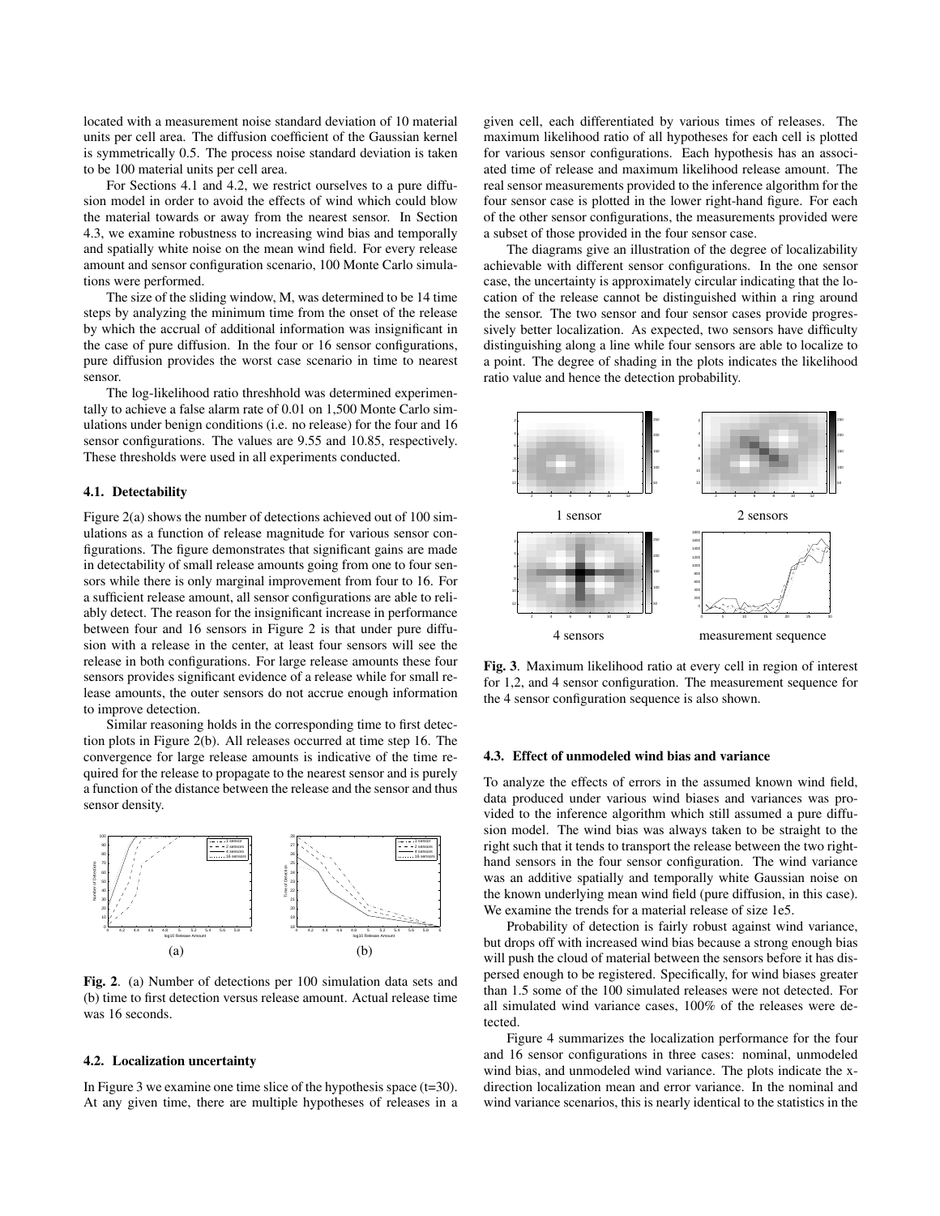located with a measurement noise standard deviation of 10 material units per cell area. The diffusion coefficient of the Gaussian kernel is symmetrically 0.5. The process noise standard deviation is taken to be 100 material units per cell area.

For Sections 4.1 and 4.2, we restrict ourselves to a pure diffusion model in order to avoid the effects of wind which could blow the material towards or away from the nearest sensor. In Section 4.3, we examine robustness to increasing wind bias and temporally and spatially white noise on the mean wind field. For every release amount and sensor configuration scenario, 100 Monte Carlo simulations were performed.

The size of the sliding window, M, was determined to be 14 time steps by analyzing the minimum time from the onset of the release by which the accrual of additional information was insignificant in the case of pure diffusion. In the four or 16 sensor configurations, pure diffusion provides the worst case scenario in time to nearest sensor.

The log-likelihood ratio threshhold was determined experimentally to achieve a false alarm rate of 0.01 on 1,500 Monte Carlo simulations under benign conditions (i.e. no release) for the four and 16 sensor configurations. The values are 9.55 and 10.85, respectively. These thresholds were used in all experiments conducted.

### 4.1. Detectability

Figure 2(a) shows the number of detections achieved out of 100 simulations as a function of release magnitude for various sensor configurations. The figure demonstrates that significant gains are made in detectability of small release amounts going from one to four sensors while there is only marginal improvement from four to 16. For a sufficient release amount, all sensor configurations are able to reliably detect. The reason for the insignificant increase in performance between four and 16 sensors in Figure 2 is that under pure diffusion with a release in the center, at least four sensors will see the release in both configurations. For large release amounts these four sensors provides significant evidence of a release while for small release amounts, the outer sensors do not accrue enough information to improve detection.

Similar reasoning holds in the corresponding time to first detection plots in Figure 2(b). All releases occurred at time step 16. The convergence for large release amounts is indicative of the time required for the release to propagate to the nearest sensor and is purely a function of the distance between the release and the sensor and thus sensor density.

1 sensor
2 sensors
8 sensors
16 sensors
Number of Detections
log10 Release Amount
(a)

1 sensor
2 sensors
4 sensors
16 sensors
Time of Detection
log10 Release Amount
(b)

**Fig. 2**. (a) Number of detections per 100 simulation data sets and (b) time to first detection versus release amount. Actual release time was 16 seconds.

### 4.2. Localization uncertainty

In Figure 3 we examine one time slice of the hypothesis space (t=30). At any given time, there are multiple hypotheses of releases in a given cell, each differentiated by various times of releases. The maximum likelihood ratio of all hypotheses for each cell is plotted for various sensor configurations. Each hypothesis has an associated time of release and maximum likelihood release amount. The real sensor measurements provided to the inference algorithm for the four sensor case is plotted in the lower right-hand figure. For each of the other sensor configurations, the measurements provided were a subset of those provided in the four sensor case.

The diagrams give an illustration of the degree of localizability achievable with different sensor configurations. In the one sensor case, the uncertainty is approximately circular indicating that the location of the release cannot be distinguished within a ring around the sensor. The two sensor and four sensor cases provide progressively better localization. As expected, two sensors have difficulty distinguishing along a line while four sensors are able to localize to a point. The degree of shading in the plots indicates the likelihood ratio value and hence the detection probability.

1 sensor
2 sensors
4 sensors
measurement sequence

**Fig. 3**. Maximum likelihood ratio at every cell in region of interest for 1,2, and 4 sensor configuration. The measurement sequence for the 4 sensor configuration sequence is also shown.

### 4.3. Effect of unmodeled wind bias and variance

To analyze the effects of errors in the assumed known wind field, data produced under various wind biases and variances was provided to the inference algorithm which still assumed a pure diffusion model. The wind bias was always taken to be straight to the right such that it tends to transport the release between the two right-hand sensors in the four sensor configuration. The wind variance was an additive spatially and temporally white Gaussian noise on the known underlying mean wind field (pure diffusion, in this case). We examine the trends for a material release of size 1e5.

Probability of detection is fairly robust against wind variance, but drops off with increased wind bias because a strong enough bias will push the cloud of material between the sensors before it has dispersed enough to be registered. Specifically, for wind biases greater than 1.5 some of the 100 simulated releases were not detected. For all simulated wind variance cases, 100% of the releases were detected.

Figure 4 summarizes the localization performance for the four and 16 sensor configurations in three cases: nominal, unmodeled wind bias, and unmodeled wind variance. The plots indicate the x-direction localization mean and error variance. In the nominal and wind variance scenarios, this is nearly identical to the statistics in the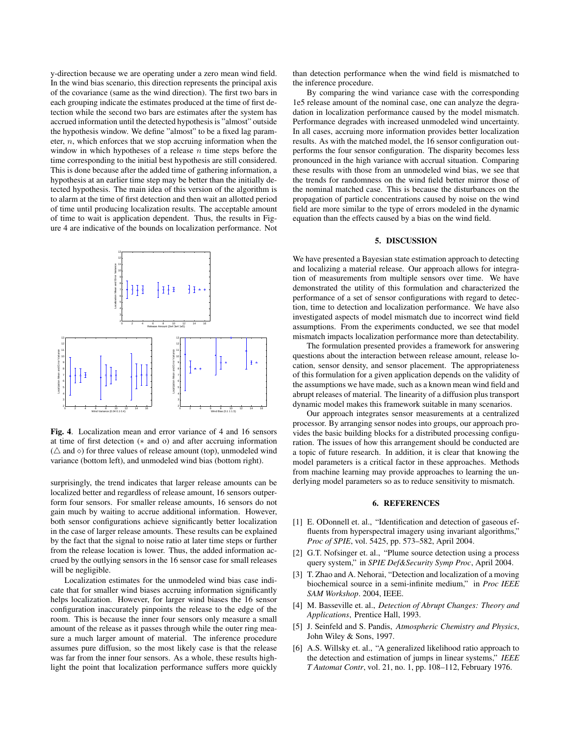y-direction because we are operating under a zero mean wind field. In the wind bias scenario, this direction represents the principal axis of the covariance (same as the wind direction). The first two bars in each grouping indicate the estimates produced at the time of first detection while the second two bars are estimates after the system has accrued information until the detected hypothesis is "almost" outside the hypothesis window. We define "almost" to be a fixed lag parameter, $n$, which enforces that we stop accruing information when the window in which hypotheses of a release $n$ time steps before the time corresponding to the initial best hypothesis are still considered. This is done because after the added time of gathering information, a hypothesis at an earlier time step may be better than the initially detected hypothesis. The main idea of this version of the algorithm is to alarm at the time of first detection and then wait an allotted period of time until producing localization results. The acceptable amount of time to wait is application dependent. Thus, the results in Figure 4 are indicative of the bounds on localization performance. Not surprisingly, the trend indicates that larger release amounts can be localized better and regardless of release amount, 16 sensors outperform four sensors. For smaller release amounts, 16 sensors do not gain much by waiting to accrue additional information. However, both sensor configurations achieve significantly better localization in the case of larger release amounts. These results can be explained by the fact that the signal to noise ratio at later time steps or further from the release location is lower. Thus, the added information accrued by the outlying sensors in the 16 sensor case for small releases will be negligible.

Localization Mean and Error Variance

Release Amount (3e4 3e4 1e5)

Wind Variance (0.04 0.1 0.4)

Wind Bias (0.1 1 1.0)

**Fig. 4**. Localization mean and error variance of 4 and 16 sensors at time of first detection ($*$ and o) and after accruing information ($\triangle$ and $\diamond$) for three values of release amount (top), unmodeled wind variance (bottom left), and unmodeled wind bias (bottom right).

Localization estimates for the unmodeled wind bias case indicate that for smaller wind biases accruing information significantly helps localization. However, for larger wind biases the 16 sensor configuration inaccurately pinpoints the release to the edge of the room. This is because the inner four sensors only measure a small amount of the release as it passes through while the outer ring measure a much larger amount of material. The inference procedure assumes pure diffusion, so the most likely case is that the release was far from the inner four sensors. As a whole, these results highlight the point that localization performance suffers more quickly than detection performance when the wind field is mismatched to the inference procedure.

By comparing the wind variance case with the corresponding 1e5 release amount of the nominal case, one can analyze the degradation in localization performance caused by the model mismatch. Performance degrades with increased unmodeled wind uncertainty. In all cases, accruing more information provides better localization results. As with the matched model, the 16 sensor configuration outperforms the four sensor configuration. The disparity becomes less pronounced in the high variance with accrual situation. Comparing these results with those from an unmodeled wind bias, we see that the trends for randomness on the wind field better mirror those of the nominal matched case. This is because the disturbances on the propagation of particle concentrations caused by noise on the wind field are more similar to the type of errors modeled in the dynamic equation than the effects caused by a bias on the wind field.

## 5. DISCUSSION

We have presented a Bayesian state estimation approach to detecting and localizing a material release. Our approach allows for integration of measurements from multiple sensors over time. We have demonstrated the utility of this formulation and characterized the performance of a set of sensor configurations with regard to detection, time to detection and localization performance. We have also investigated aspects of model mismatch due to incorrect wind field assumptions. From the experiments conducted, we see that model mismatch impacts localization performance more than detectability.

The formulation presented provides a framework for answering questions about the interaction between release amount, release location, sensor density, and sensor placement. The appropriateness of this formulation for a given application depends on the validity of the assumptions we have made, such as a known mean wind field and abrupt releases of material. The linearity of a diffusion plus transport dynamic model makes this framework suitable in many scenarios.

Our approach integrates sensor measurements at a centralized processor. By arranging sensor nodes into groups, our approach provides the basic building blocks for a distributed processing configuration. The issues of how this arrangement should be conducted are a topic of future research. In addition, it is clear that knowing the model parameters is a critical factor in these approaches. Methods from machine learning may provide approaches to learning the underlying model parameters so as to reduce sensitivity to mismatch.

## 6. REFERENCES

[1] E. ODonnell et. al., "Identification and detection of gaseous effluents from hyperspectral imagery using invariant algorithms," *Proc of SPIE*, vol. 5425, pp. 573–582, April 2004.

[2] G.T. Nofsinger et. al., "Plume source detection using a process query system," in *SPIE Def&Security Symp Proc*, April 2004.

[3] T. Zhao and A. Nehorai, "Detection and localization of a moving biochemical source in a semi-infinite medium," in *Proc IEEE SAM Workshop*. 2004, IEEE.

[4] M. Basseville et. al., *Detection of Abrupt Changes: Theory and Applications*, Prentice Hall, 1993.

[5] J. Seinfeld and S. Pandis, *Atmospheric Chemistry and Physics*, John Wiley & Sons, 1997.

[6] A.S. Willsky et. al., "A generalized likelihood ratio approach to the detection and estimation of jumps in linear systems," *IEEE T Automat Contr*, vol. 21, no. 1, pp. 108–112, February 1976.